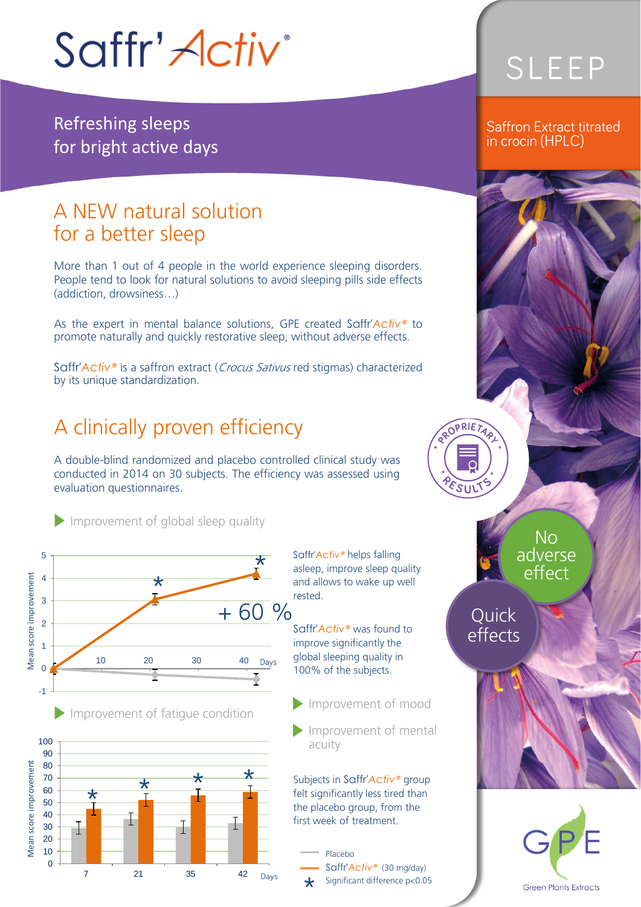# Saffr'Activ®

SLEEP

Saffron Extract titrated in crocin (HPLC)

Refreshing sleeps
for bright active days

## A NEW natural solution for a better sleep

More than 1 out of 4 people in the world experience sleeping disorders. People tend to look for natural solutions to avoid sleeping pills side effects (addiction, drowsiness…)

As the expert in mental balance solutions, GPE created Saffr'Activ® to promote naturally and quickly restorative sleep, without adverse effects.

Saffr'Activ® is a saffron extract (*Crocus Satívus* red stigmas) characterized by its unique standardization.

## A clinically proven efficiency

A double-blind randomized and placebo controlled clinical study was conducted in 2014 on 30 subjects. The efficiency was assessed using evaluation questionnaires.

PROPRIETARY RESULTS

No adverse effect

Quick effects

### Improvement of global sleep quality

Mean score improvement vs. Days (10, 20, 30, 40); + 60 %

Saffr'Activ® helps falling asleep, improve sleep quality and allows to wake up well rested.

Saffr'Activ® was found to improve significantly the global sleeping quality in 100% of the subjects.

### Improvement of fatigue condition

Mean score improvement vs. Days (7, 21, 35, 42)

### Improvement of mood

### Improvement of mental acuity

Subjects in Saffr'Activ® group felt significantly less tired than the placebo group, from the first week of treatment.

- Placebo
- Saffr'Activ® (30 mg/day)
- * Significant difference $p<0.05$

GPE
Green Plants Extracts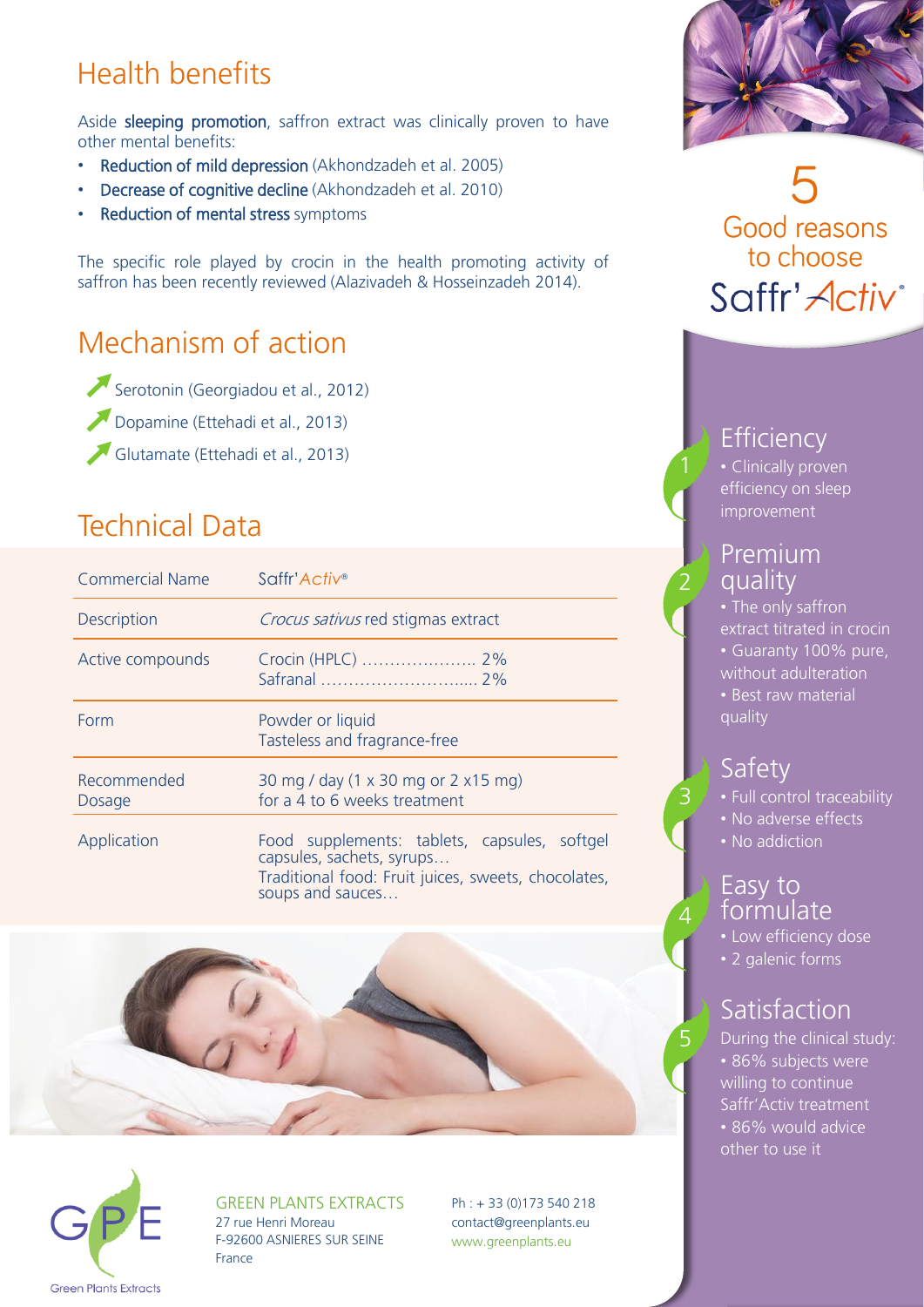## Health benefits

Aside **sleeping promotion**, saffron extract was clinically proven to have other mental benefits:

- **Reduction of mild depression** (Akhondzadeh et al. 2005)
- **Decrease of cognitive decline** (Akhondzadeh et al. 2010)
- **Reduction of mental stress** symptoms

The specific role played by crocin in the health promoting activity of saffron has been recently reviewed (Alazivadeh & Hosseinzadeh 2014).

## Mechanism of action

↗ Serotonin (Georgiadou et al., 2012)

↗ Dopamine (Ettehadi et al., 2013)

↗ Glutamate (Ettehadi et al., 2013)

## Technical Data

| | |
|---|---|
| Commercial Name | Saffr'Activ® |
| Description | *Crocus sativus* red stigmas extract |
| Active compounds | Crocin (HPLC) ………………… 2%<br>Safranal ………………………. 2% |
| Form | Powder or liquid<br>Tasteless and fragrance-free |
| Recommended Dosage | 30 mg / day (1 x 30 mg or 2 x15 mg)<br>for a 4 to 6 weeks treatment |
| Application | Food supplements: tablets, capsules, softgel capsules, sachets, syrups…<br>Traditional food: Fruit juices, sweets, chocolates, soups and sauces… |

# 5 Good reasons to choose Saffr'Activ®

### 1 Efficiency

- Clinically proven efficiency on sleep improvement

### 2 Premium quality

- The only saffron extract titrated in crocin
- Guaranty 100% pure, without adulteration
- Best raw material quality

### 3 Safety

- Full control traceability
- No adverse effects
- No addiction

### 4 Easy to formulate

- Low efficiency dose
- 2 galenic forms

### 5 Satisfaction

During the clinical study:

- 86% subjects were willing to continue Saffr'Activ treatment
- 86% would advice other to use it

GPE Green Plants Extracts

GREEN PLANTS EXTRACTS
27 rue Henri Moreau
F-92600 ASNIERES SUR SEINE
France

Ph : + 33 (0)173 540 218
contact@greenplants.eu
www.greenplants.eu